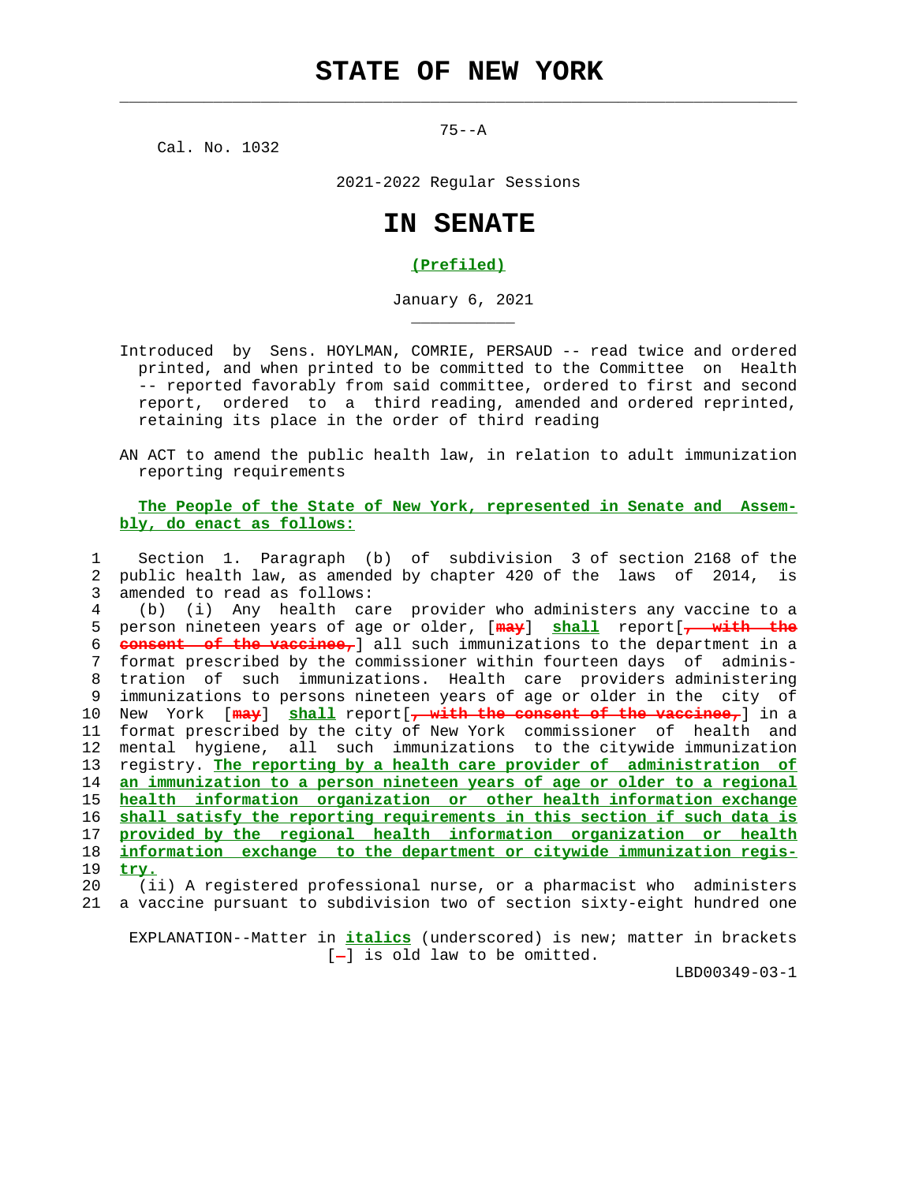# STATE OF NEW YORK

75--A

Cal. No. 1032

2021-2022 Regular Sessions

# IN SENATE

**(Prefiled)**

January 6, 2021

Introduced by Sens. HOYLMAN, COMIE, PERSAUD -- read twice and ordered printed, and when printed to be committed to the Committee on Health -- reported favorably from said committee, ordered to first and second report, ordered to a third reading, amended and ordered reprinted, retaining its place in the order of third reading

AN ACT to amend the public health law, in relation to adult immunization reporting requirements

**The People of the State of New York, represented in Senate and Assembly, do enact as follows:**

1 Section 1. Paragraph (b) of subdivision 3 of section 2168 of the
2 public health law, as amended by chapter 420 of the laws of 2014, is
3 amended to read as follows:
4 (b) (i) Any health care provider who administers any vaccine to a
5 person nineteen years of age or older, [~~may~~] **shall** report[~~, with the~~
6 ~~consent of the vaccinee,~~] all such immunizations to the department in a
7 format prescribed by the commissioner within fourteen days of adminis-
8 tration of such immunizations. Health care providers administering
9 immunizations to persons nineteen years of age or older in the city of
10 New York [~~may~~] **shall** report[~~, with the consent of the vaccinee,~~] in a
11 format prescribed by the city of New York commissioner of health and
12 mental hygiene, all such immunizations to the citywide immunization
13 registry. **The reporting by a health care provider of administration of**
14 **an immunization to a person nineteen years of age or older to a regional**
15 **health information organization or other health information exchange**
16 **shall satisfy the reporting requirements in this section if such data is**
17 **provided by the regional health information organization or health**
18 **information exchange to the department or citywide immunization regis-**
19 **try.**
20 (ii) A registered professional nurse, or a pharmacist who administers
21 a vaccine pursuant to subdivision two of section sixty-eight hundred one

EXPLANATION--Matter in ***italics*** (underscored) is new; matter in brackets [~~-~~] is old law to be omitted.

LBD00349-03-1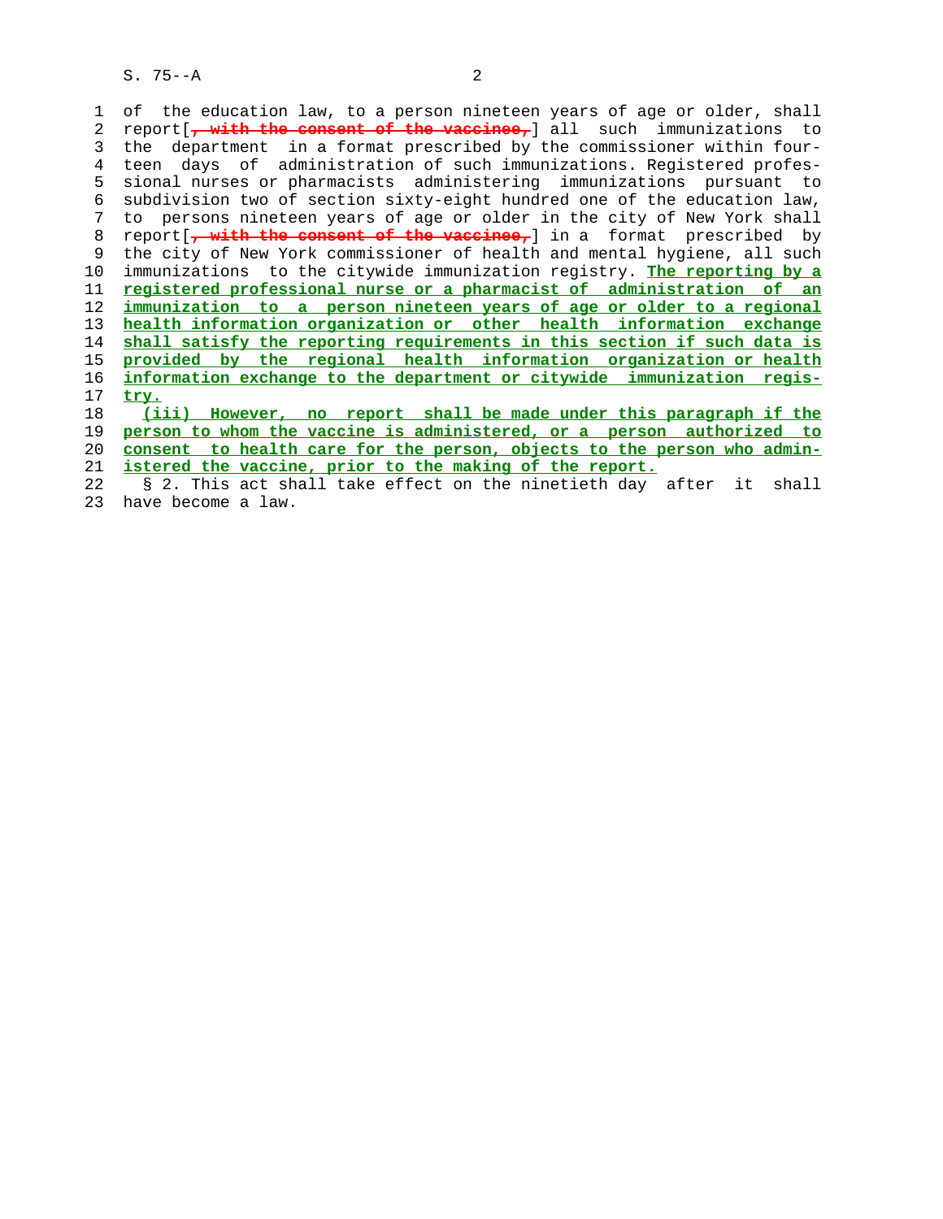of the education law, to a person nineteen years of age or older, shall report[~~, with the consent of the vaccinee,~~] all such immunizations to the department in a format prescribed by the commissioner within fourteen days of administration of such immunizations. Registered professional nurses or pharmacists administering immunizations pursuant to subdivision two of section sixty-eight hundred one of the education law, to persons nineteen years of age or older in the city of New York shall report[~~, with the consent of the vaccinee,~~] in a format prescribed by the city of New York commissioner of health and mental hygiene, all such immunizations to the citywide immunization registry. **The reporting by a registered professional nurse or a pharmacist of administration of an immunization to a person nineteen years of age or older to a regional health information organization or other health information exchange shall satisfy the reporting requirements in this section if such data is provided by the regional health information organization or health information exchange to the department or citywide immunization registry.**

**(iii) However, no report shall be made under this paragraph if the person to whom the vaccine is administered, or a person authorized to consent to health care for the person, objects to the person who administered the vaccine, prior to the making of the report.**

§ 2. This act shall take effect on the ninetieth day after it shall have become a law.